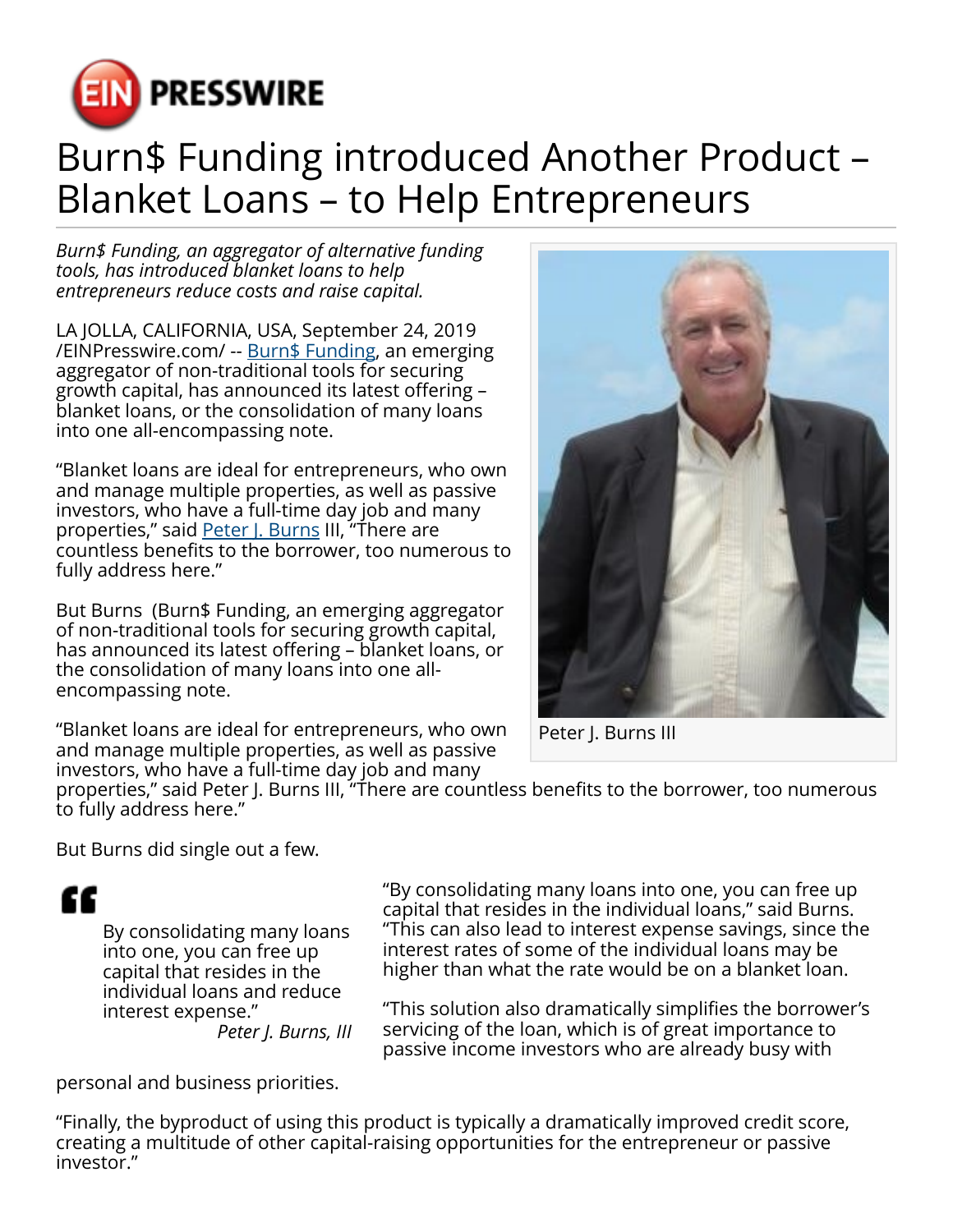# Burn$ Funding introduced Another Product – Blanket Loans – to Help Entrepreneurs

*Burn$ Funding, an aggregator of alternative funding tools, has introduced blanket loans to help entrepreneurs reduce costs and raise capital.*

LA JOLLA, CALIFORNIA, USA, September 24, 2019 /EINPresswire.com/ -- Burn$ Funding, an emerging aggregator of non-traditional tools for securing growth capital, has announced its latest offering – blanket loans, or the consolidation of many loans into one all-encompassing note.

"Blanket loans are ideal for entrepreneurs, who own and manage multiple properties, as well as passive investors, who have a full-time day job and many properties," said Peter J. Burns III, "There are countless benefits to the borrower, too numerous to fully address here."

But Burns (Burn$ Funding, an emerging aggregator of non-traditional tools for securing growth capital, has announced its latest offering – blanket loans, or the consolidation of many loans into one all-encompassing note.

Peter J. Burns III

"Blanket loans are ideal for entrepreneurs, who own and manage multiple properties, as well as passive investors, who have a full-time day job and many properties," said Peter J. Burns III, "There are countless benefits to the borrower, too numerous to fully address here."

But Burns did single out a few.

> By consolidating many loans into one, you can free up capital that resides in the individual loans and reduce interest expense."
>
> *Peter J. Burns, III*

"By consolidating many loans into one, you can free up capital that resides in the individual loans," said Burns. "This can also lead to interest expense savings, since the interest rates of some of the individual loans may be higher than what the rate would be on a blanket loan.

"This solution also dramatically simplifies the borrower's servicing of the loan, which is of great importance to passive income investors who are already busy with personal and business priorities.

"Finally, the byproduct of using this product is typically a dramatically improved credit score, creating a multitude of other capital-raising opportunities for the entrepreneur or passive investor."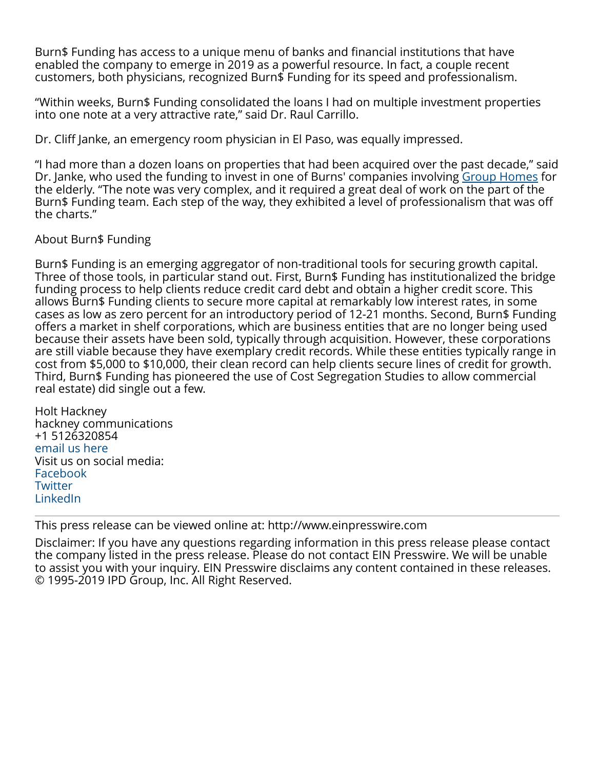Burn$ Funding has access to a unique menu of banks and financial institutions that have enabled the company to emerge in 2019 as a powerful resource. In fact, a couple recent customers, both physicians, recognized Burn$ Funding for its speed and professionalism.

“Within weeks, Burn$ Funding consolidated the loans I had on multiple investment properties into one note at a very attractive rate,” said Dr. Raul Carrillo.

Dr. Cliff Janke, an emergency room physician in El Paso, was equally impressed.

“I had more than a dozen loans on properties that had been acquired over the past decade,” said Dr. Janke, who used the funding to invest in one of Burns' companies involving Group Homes for the elderly. “The note was very complex, and it required a great deal of work on the part of the Burn$ Funding team. Each step of the way, they exhibited a level of professionalism that was off the charts.”

About Burn$ Funding

Burn$ Funding is an emerging aggregator of non-traditional tools for securing growth capital. Three of those tools, in particular stand out. First, Burn$ Funding has institutionalized the bridge funding process to help clients reduce credit card debt and obtain a higher credit score. This allows Burn$ Funding clients to secure more capital at remarkably low interest rates, in some cases as low as zero percent for an introductory period of 12-21 months. Second, Burn$ Funding offers a market in shelf corporations, which are business entities that are no longer being used because their assets have been sold, typically through acquisition. However, these corporations are still viable because they have exemplary credit records. While these entities typically range in cost from $5,000 to $10,000, their clean record can help clients secure lines of credit for growth. Third, Burn$ Funding has pioneered the use of Cost Segregation Studies to allow commercial real estate) did single out a few.

Holt Hackney
hackney communications
+1 5126320854
email us here
Visit us on social media:
Facebook
Twitter
LinkedIn

---

This press release can be viewed online at: http://www.einpresswire.com

Disclaimer: If you have any questions regarding information in this press release please contact the company listed in the press release. Please do not contact EIN Presswire. We will be unable to assist you with your inquiry. EIN Presswire disclaims any content contained in these releases. © 1995-2019 IPD Group, Inc. All Right Reserved.